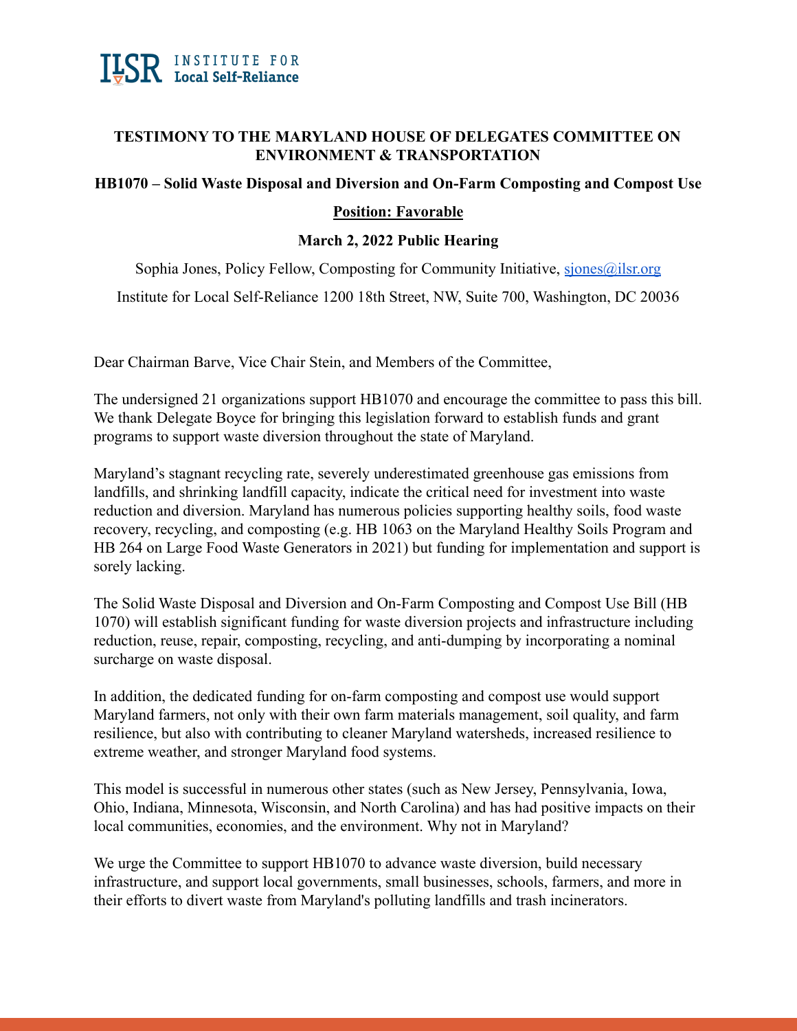**INSTITUTE FOR Local Self-Reliance**

# TESTIMONY TO THE MARYLAND HOUSE OF DELEGATES COMMITTEE ON ENVIRONMENT & TRANSPORTATION

## HB1070 – Solid Waste Disposal and Diversion and On-Farm Composting and Compost Use

**Position: Favorable**

**March 2, 2022 Public Hearing**

Sophia Jones, Policy Fellow, Composting for Community Initiative, sjones@ilsr.org

Institute for Local Self-Reliance 1200 18th Street, NW, Suite 700, Washington, DC 20036

Dear Chairman Barve, Vice Chair Stein, and Members of the Committee,

The undersigned 21 organizations support HB1070 and encourage the committee to pass this bill. We thank Delegate Boyce for bringing this legislation forward to establish funds and grant programs to support waste diversion throughout the state of Maryland.

Maryland's stagnant recycling rate, severely underestimated greenhouse gas emissions from landfills, and shrinking landfill capacity, indicate the critical need for investment into waste reduction and diversion. Maryland has numerous policies supporting healthy soils, food waste recovery, recycling, and composting (e.g. HB 1063 on the Maryland Healthy Soils Program and HB 264 on Large Food Waste Generators in 2021) but funding for implementation and support is sorely lacking.

The Solid Waste Disposal and Diversion and On-Farm Composting and Compost Use Bill (HB 1070) will establish significant funding for waste diversion projects and infrastructure including reduction, reuse, repair, composting, recycling, and anti-dumping by incorporating a nominal surcharge on waste disposal.

In addition, the dedicated funding for on-farm composting and compost use would support Maryland farmers, not only with their own farm materials management, soil quality, and farm resilience, but also with contributing to cleaner Maryland watersheds, increased resilience to extreme weather, and stronger Maryland food systems.

This model is successful in numerous other states (such as New Jersey, Pennsylvania, Iowa, Ohio, Indiana, Minnesota, Wisconsin, and North Carolina) and has had positive impacts on their local communities, economies, and the environment. Why not in Maryland?

We urge the Committee to support HB1070 to advance waste diversion, build necessary infrastructure, and support local governments, small businesses, schools, farmers, and more in their efforts to divert waste from Maryland's polluting landfills and trash incinerators.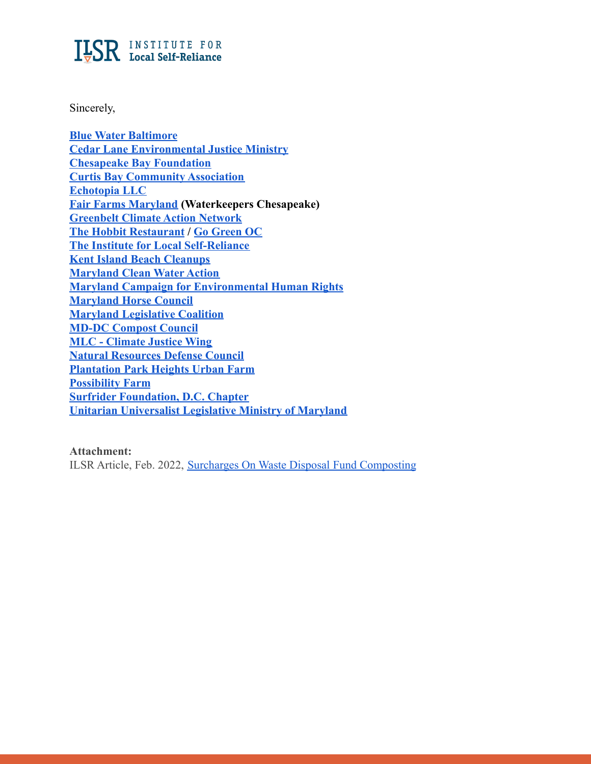Sincerely,

**Blue Water Baltimore**
**Cedar Lane Environmental Justice Ministry**
**Chesapeake Bay Foundation**
**Curtis Bay Community Association**
**Echotopia LLC**
**Fair Farms Maryland (Waterkeepers Chesapeake)**
**Greenbelt Climate Action Network**
**The Hobbit Restaurant / Go Green OC**
**The Institute for Local Self-Reliance**
**Kent Island Beach Cleanups**
**Maryland Clean Water Action**
**Maryland Campaign for Environmental Human Rights**
**Maryland Horse Council**
**Maryland Legislative Coalition**
**MD-DC Compost Council**
**MLC - Climate Justice Wing**
**Natural Resources Defense Council**
**Plantation Park Heights Urban Farm**
**Possibility Farm**
**Surfrider Foundation, D.C. Chapter**
**Unitarian Universalist Legislative Ministry of Maryland**

**Attachment:**
ILSR Article, Feb. 2022, Surcharges On Waste Disposal Fund Composting